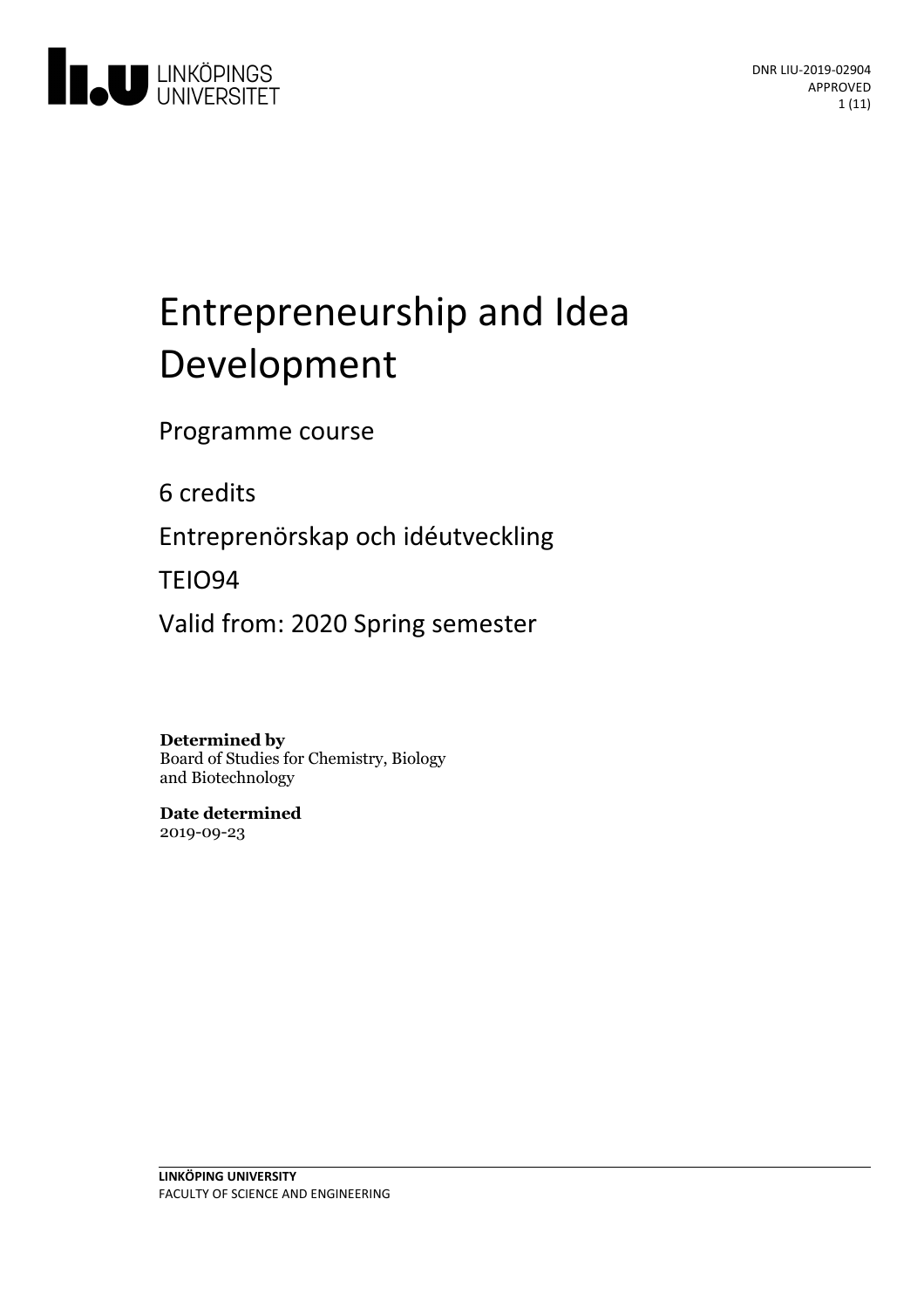DNR LIU-2019-02904
APPROVED

# Entrepreneurship and Idea Development

Programme course

6 credits

Entreprenörskap och idéutveckling

TEIO94

Valid from: 2020 Spring semester

**Determined by**
Board of Studies for Chemistry, Biology and Biotechnology

**Date determined**
2019-09-23

**LINKÖPING UNIVERSITY**
FACULTY OF SCIENCE AND ENGINEERING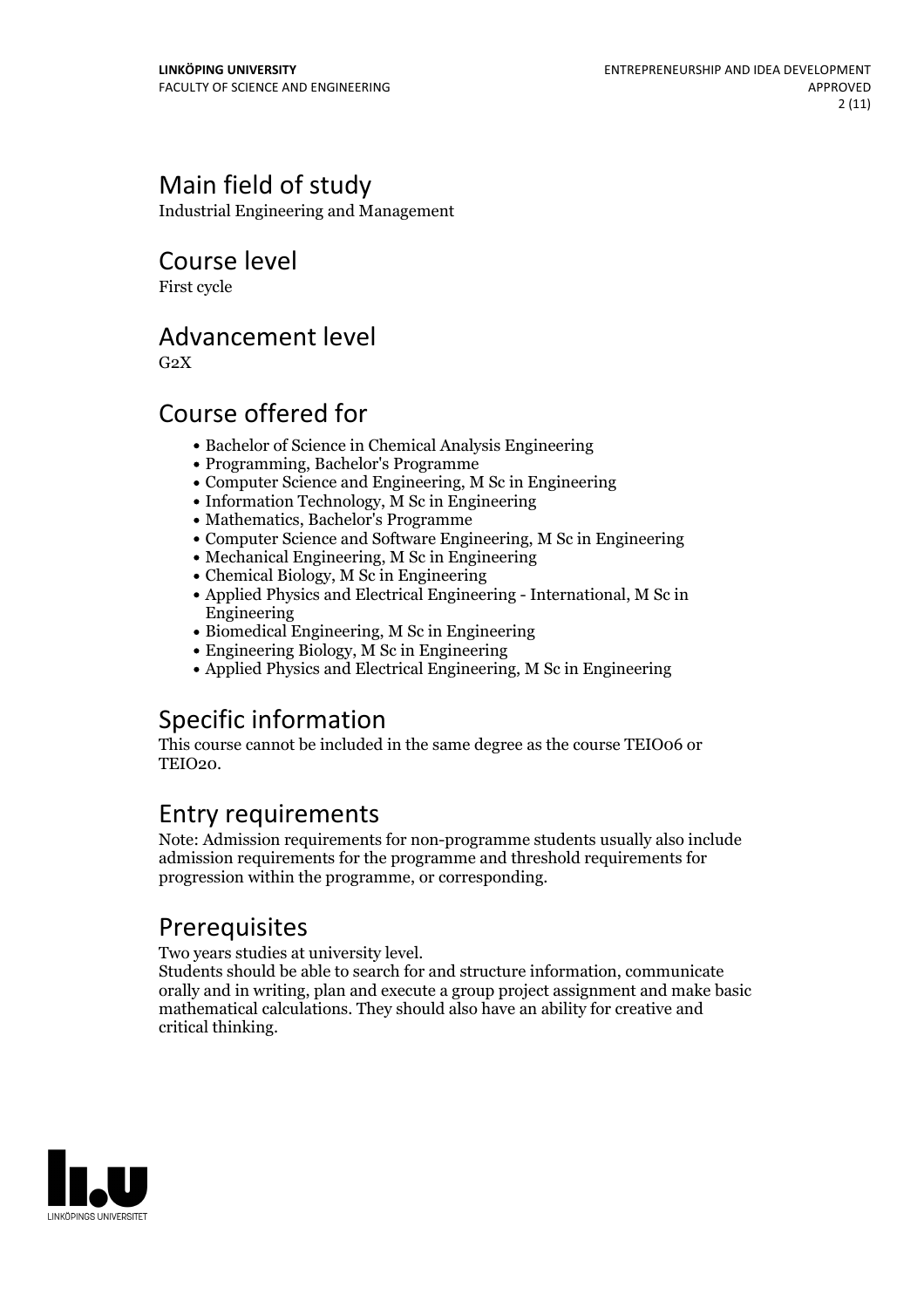## Main field of study

Industrial Engineering and Management

## Course level

First cycle

## Advancement level

G2X

## Course offered for

- Bachelor of Science in Chemical Analysis Engineering
- Programming, Bachelor's Programme
- Computer Science and Engineering, M Sc in Engineering
- Information Technology, M Sc in Engineering
- Mathematics, Bachelor's Programme
- Computer Science and Software Engineering, M Sc in Engineering
- Mechanical Engineering, M Sc in Engineering
- Chemical Biology, M Sc in Engineering
- Applied Physics and Electrical Engineering - International, M Sc in Engineering
- Biomedical Engineering, M Sc in Engineering
- Engineering Biology, M Sc in Engineering
- Applied Physics and Electrical Engineering, M Sc in Engineering

## Specific information

This course cannot be included in the same degree as the course TEIO06 or TEIO20.

## Entry requirements

Note: Admission requirements for non-programme students usually also include admission requirements for the programme and threshold requirements for progression within the programme, or corresponding.

## Prerequisites

Two years studies at university level.
Students should be able to search for and structure information, communicate orally and in writing, plan and execute a group project assignment and make basic mathematical calculations. They should also have an ability for creative and critical thinking.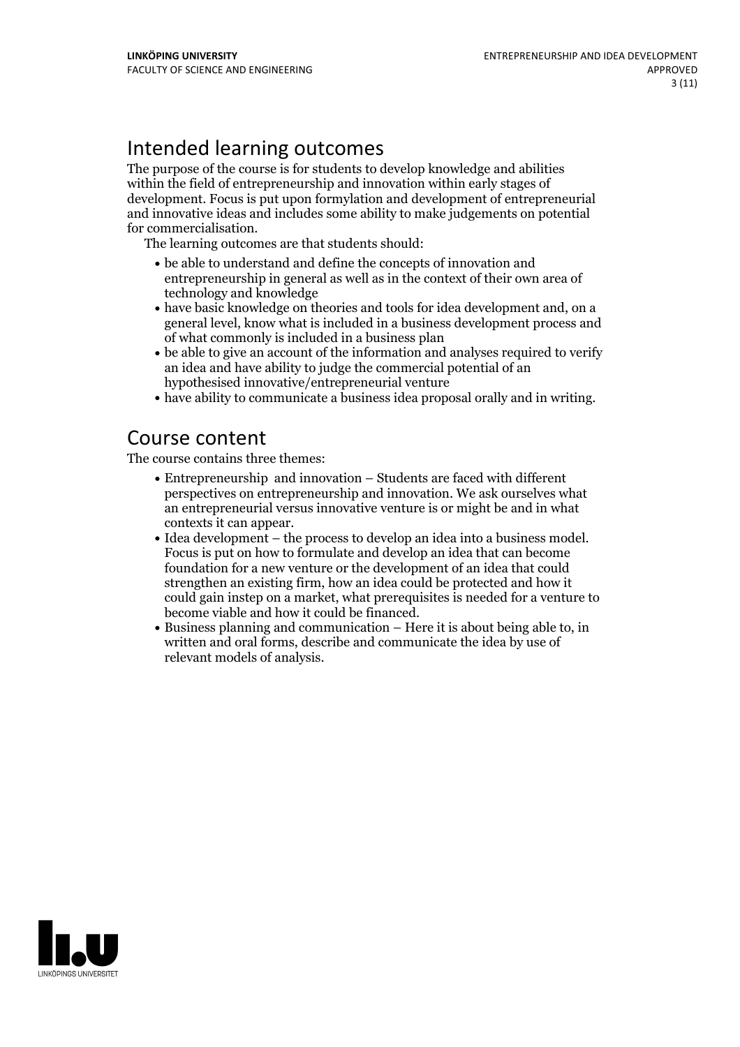# Intended learning outcomes

The purpose of the course is for students to develop knowledge and abilities within the field of entrepreneurship and innovation within early stages of development. Focus is put upon formylation and development of entrepreneurial and innovative ideas and includes some ability to make judgements on potential for commercialisation.

The learning outcomes are that students should:

- be able to understand and define the concepts of innovation and entrepreneurship in general as well as in the context of their own area of technology and knowledge
- have basic knowledge on theories and tools for idea development and, on a general level, know what is included in a business development process and of what commonly is included in a business plan
- be able to give an account of the information and analyses required to verify an idea and have ability to judge the commercial potential of an hypothesised innovative/entrepreneurial venture
- have ability to communicate a business idea proposal orally and in writing.

# Course content

The course contains three themes:

- Entrepreneurship and innovation – Students are faced with different perspectives on entrepreneurship and innovation. We ask ourselves what an entrepreneurial versus innovative venture is or might be and in what contexts it can appear.
- Idea development – the process to develop an idea into a business model. Focus is put on how to formulate and develop an idea that can become foundation for a new venture or the development of an idea that could strengthen an existing firm, how an idea could be protected and how it could gain instep on a market, what prerequisites is needed for a venture to become viable and how it could be financed.
- Business planning and communication – Here it is about being able to, in written and oral forms, describe and communicate the idea by use of relevant models of analysis.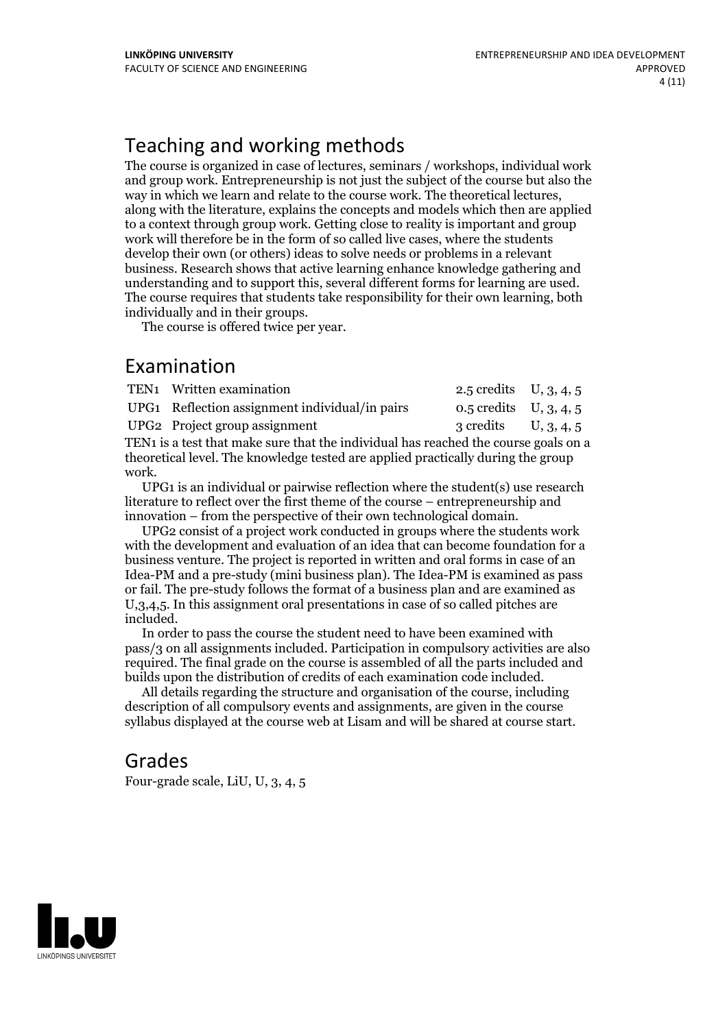## Teaching and working methods

The course is organized in case of lectures, seminars / workshops, individual work and group work. Entrepreneurship is not just the subject of the course but also the way in which we learn and relate to the course work. The theoretical lectures, along with the literature, explains the concepts and models which then are applied to a context through group work. Getting close to reality is important and group work will therefore be in the form of so called live cases, where the students develop their own (or others) ideas to solve needs or problems in a relevant business. Research shows that active learning enhance knowledge gathering and understanding and to support this, several different forms for learning are used. The course requires that students take responsibility for their own learning, both individually and in their groups.

The course is offered twice per year.

## Examination

| | | | |
|---|---|---|---|
| TEN1 | Written examination | 2.5 credits | U, 3, 4, 5 |
| UPG1 | Reflection assignment individual/in pairs | 0.5 credits | U, 3, 4, 5 |
| UPG2 | Project group assignment | 3 credits | U, 3, 4, 5 |

TEN1 is a test that make sure that the individual has reached the course goals on a theoretical level. The knowledge tested are applied practically during the group work.

UPG1 is an individual or pairwise reflection where the student(s) use research literature to reflect over the first theme of the course – entrepreneurship and innovation – from the perspective of their own technological domain.

UPG2 consist of a project work conducted in groups where the students work with the development and evaluation of an idea that can become foundation for a business venture. The project is reported in written and oral forms in case of an Idea-PM and a pre-study (mini business plan). The Idea-PM is examined as pass or fail. The pre-study follows the format of a business plan and are examined as U,3,4,5. In this assignment oral presentations in case of so called pitches are included.

In order to pass the course the student need to have been examined with pass/3 on all assignments included. Participation in compulsory activities are also required. The final grade on the course is assembled of all the parts included and builds upon the distribution of credits of each examination code included.

All details regarding the structure and organisation of the course, including description of all compulsory events and assignments, are given in the course syllabus displayed at the course web at Lisam and will be shared at course start.

## Grades

Four-grade scale, LiU, U, 3, 4, 5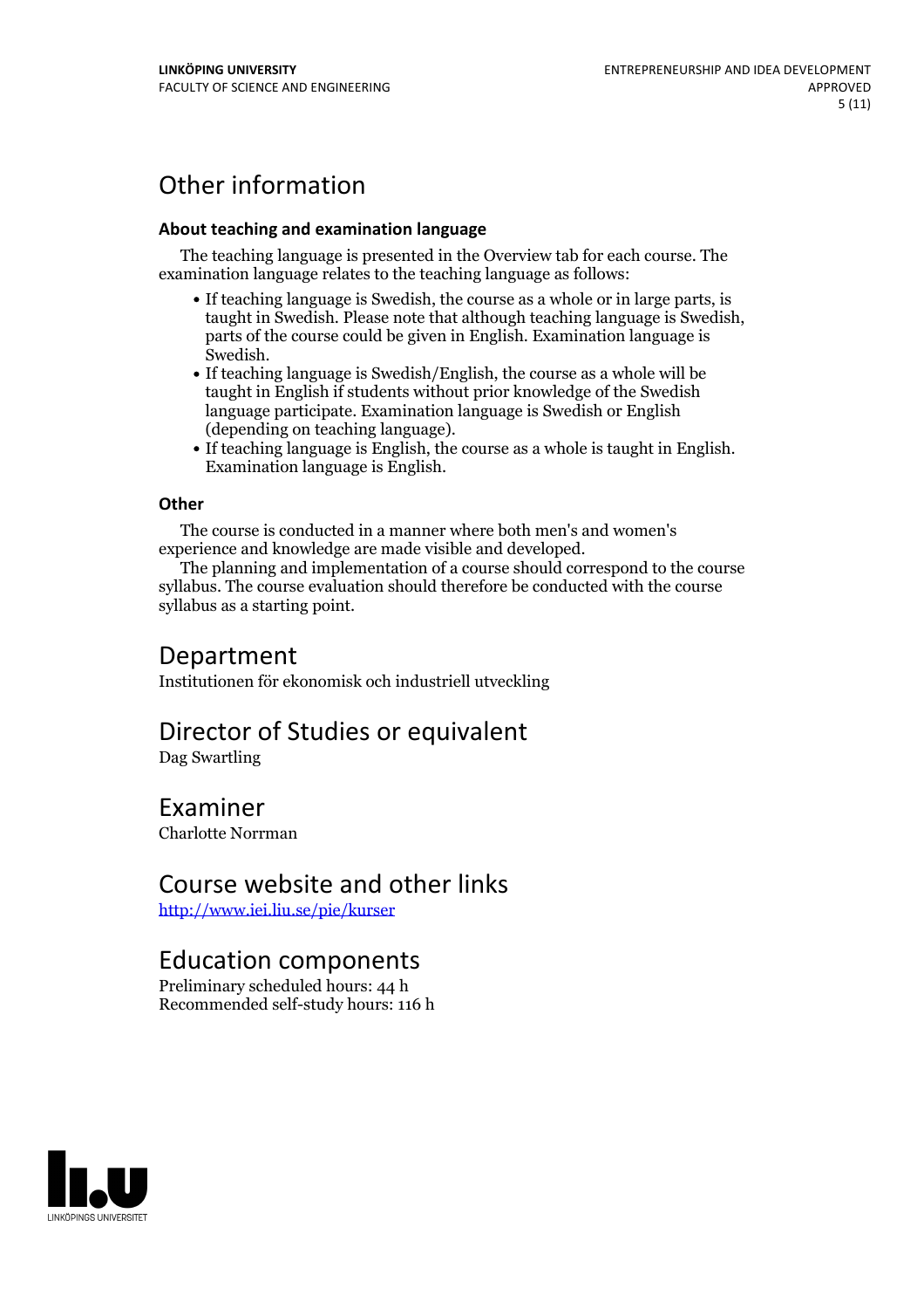# Other information

### About teaching and examination language

The teaching language is presented in the Overview tab for each course. The examination language relates to the teaching language as follows:

- If teaching language is Swedish, the course as a whole or in large parts, is taught in Swedish. Please note that although teaching language is Swedish, parts of the course could be given in English. Examination language is Swedish.
- If teaching language is Swedish/English, the course as a whole will be taught in English if students without prior knowledge of the Swedish language participate. Examination language is Swedish or English (depending on teaching language).
- If teaching language is English, the course as a whole is taught in English. Examination language is English.

### Other

The course is conducted in a manner where both men's and women's experience and knowledge are made visible and developed.

The planning and implementation of a course should correspond to the course syllabus. The course evaluation should therefore be conducted with the course syllabus as a starting point.

# Department

Institutionen för ekonomisk och industriell utveckling

# Director of Studies or equivalent

Dag Swartling

# Examiner

Charlotte Norrman

# Course website and other links

http://www.iei.liu.se/pie/kurser

# Education components

Preliminary scheduled hours: 44 h
Recommended self-study hours: 116 h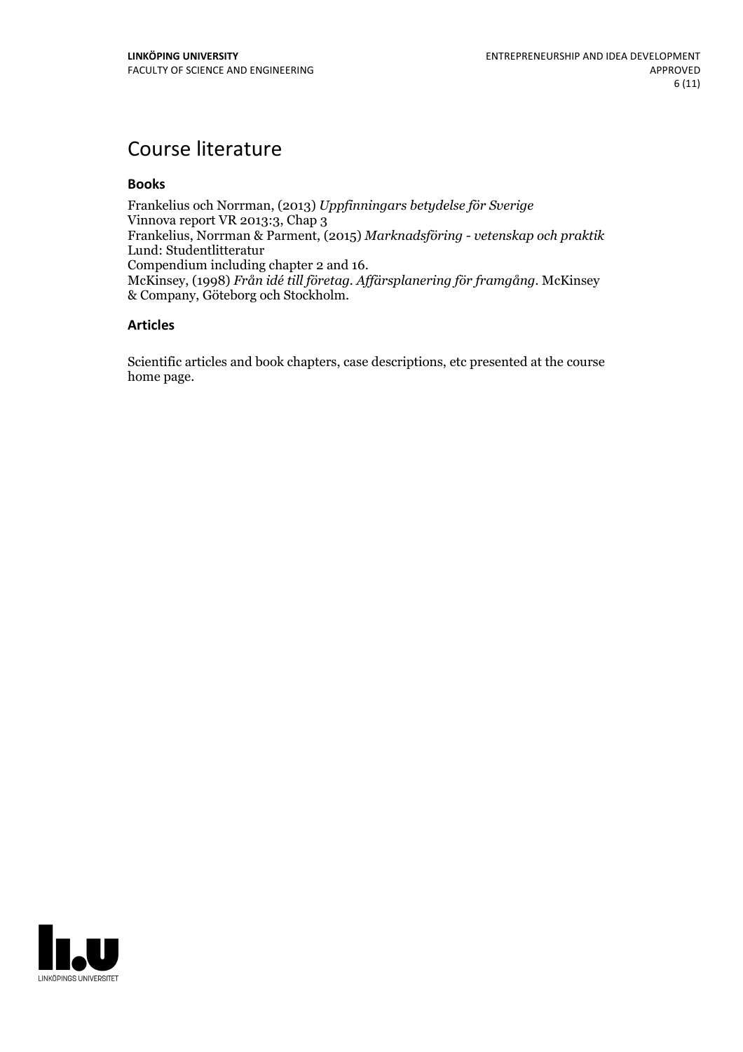# Course literature

### Books

Frankelius och Norrman, (2013) *Uppfinningars betydelse för Sverige*
Vinnova report VR 2013:3, Chap 3
Frankelius, Norrman & Parment, (2015) *Marknadsföring - vetenskap och praktik*
Lund: Studentlitteratur
Compendium including chapter 2 and 16.
McKinsey, (1998) *Från idé till företag. Affärsplanering för framgång*. McKinsey & Company, Göteborg och Stockholm.

### Articles

Scientific articles and book chapters, case descriptions, etc presented at the course home page.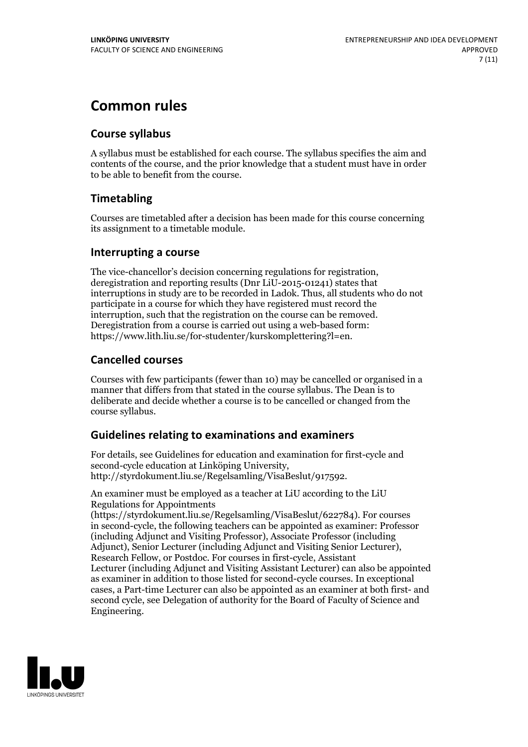# Common rules

## Course syllabus

A syllabus must be established for each course. The syllabus specifies the aim and contents of the course, and the prior knowledge that a student must have in order to be able to benefit from the course.

## Timetabling

Courses are timetabled after a decision has been made for this course concerning its assignment to a timetable module.

## Interrupting a course

The vice-chancellor's decision concerning regulations for registration, deregistration and reporting results (Dnr LiU-2015-01241) states that interruptions in study are to be recorded in Ladok. Thus, all students who do not participate in a course for which they have registered must record the interruption, such that the registration on the course can be removed. Deregistration from a course is carried out using a web-based form: https://www.lith.liu.se/for-studenter/kurskomplettering?l=en.

## Cancelled courses

Courses with few participants (fewer than 10) may be cancelled or organised in a manner that differs from that stated in the course syllabus. The Dean is to deliberate and decide whether a course is to be cancelled or changed from the course syllabus.

## Guidelines relating to examinations and examiners

For details, see Guidelines for education and examination for first-cycle and second-cycle education at Linköping University, http://styrdokument.liu.se/Regelsamling/VisaBeslut/917592.

An examiner must be employed as a teacher at LiU according to the LiU Regulations for Appointments (https://styrdokument.liu.se/Regelsamling/VisaBeslut/622784). For courses in second-cycle, the following teachers can be appointed as examiner: Professor (including Adjunct and Visiting Professor), Associate Professor (including Adjunct), Senior Lecturer (including Adjunct and Visiting Senior Lecturer), Research Fellow, or Postdoc. For courses in first-cycle, Assistant Lecturer (including Adjunct and Visiting Assistant Lecturer) can also be appointed as examiner in addition to those listed for second-cycle courses. In exceptional cases, a Part-time Lecturer can also be appointed as an examiner at both first- and second cycle, see Delegation of authority for the Board of Faculty of Science and Engineering.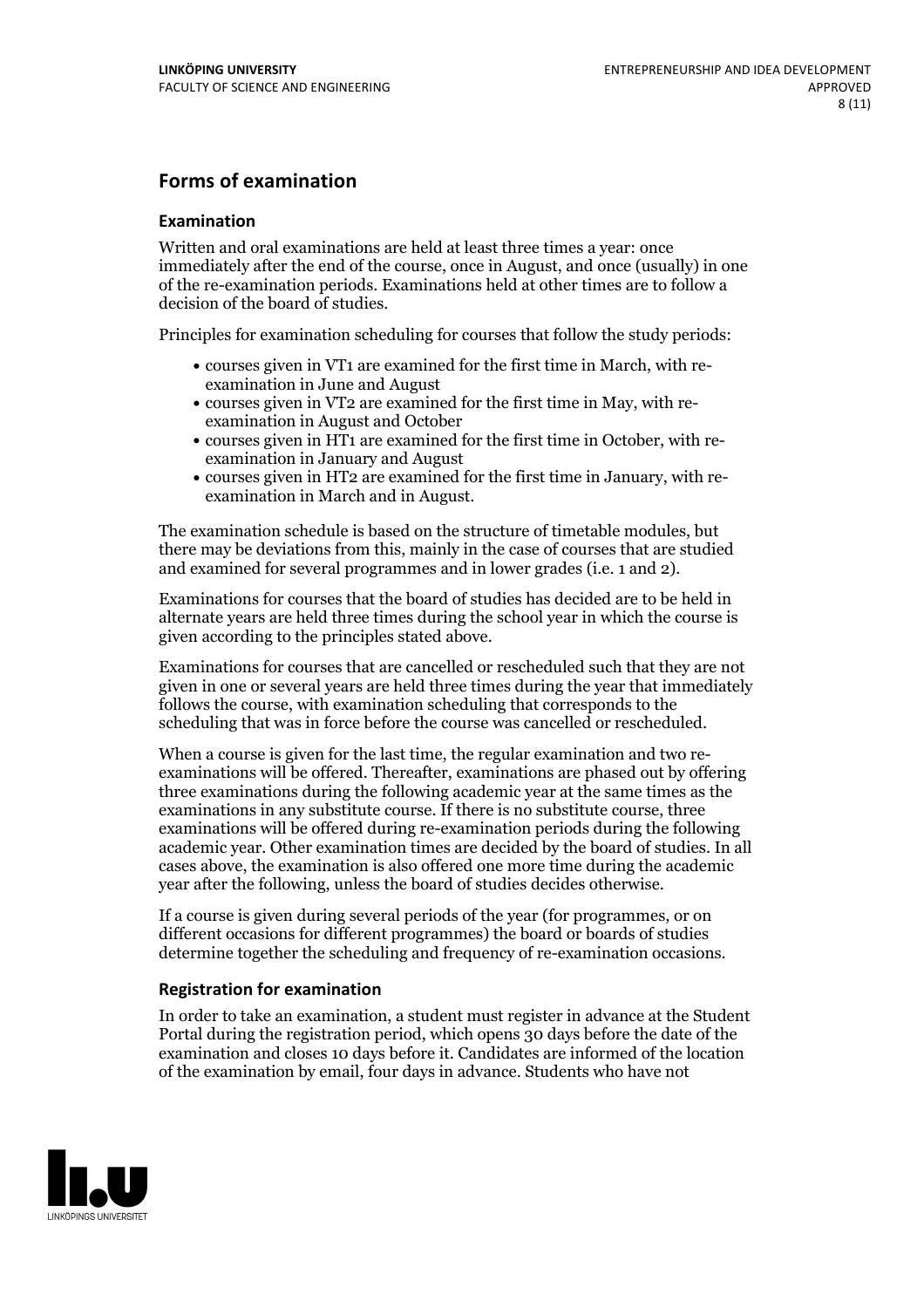## Forms of examination

### Examination

Written and oral examinations are held at least three times a year: once immediately after the end of the course, once in August, and once (usually) in one of the re-examination periods. Examinations held at other times are to follow a decision of the board of studies.

Principles for examination scheduling for courses that follow the study periods:

- courses given in VT1 are examined for the first time in March, with re-examination in June and August
- courses given in VT2 are examined for the first time in May, with re-examination in August and October
- courses given in HT1 are examined for the first time in October, with re-examination in January and August
- courses given in HT2 are examined for the first time in January, with re-examination in March and in August.

The examination schedule is based on the structure of timetable modules, but there may be deviations from this, mainly in the case of courses that are studied and examined for several programmes and in lower grades (i.e. 1 and 2).

Examinations for courses that the board of studies has decided are to be held in alternate years are held three times during the school year in which the course is given according to the principles stated above.

Examinations for courses that are cancelled or rescheduled such that they are not given in one or several years are held three times during the year that immediately follows the course, with examination scheduling that corresponds to the scheduling that was in force before the course was cancelled or rescheduled.

When a course is given for the last time, the regular examination and two re-examinations will be offered. Thereafter, examinations are phased out by offering three examinations during the following academic year at the same times as the examinations in any substitute course. If there is no substitute course, three examinations will be offered during re-examination periods during the following academic year. Other examination times are decided by the board of studies. In all cases above, the examination is also offered one more time during the academic year after the following, unless the board of studies decides otherwise.

If a course is given during several periods of the year (for programmes, or on different occasions for different programmes) the board or boards of studies determine together the scheduling and frequency of re-examination occasions.

### Registration for examination

In order to take an examination, a student must register in advance at the Student Portal during the registration period, which opens 30 days before the date of the examination and closes 10 days before it. Candidates are informed of the location of the examination by email, four days in advance. Students who have not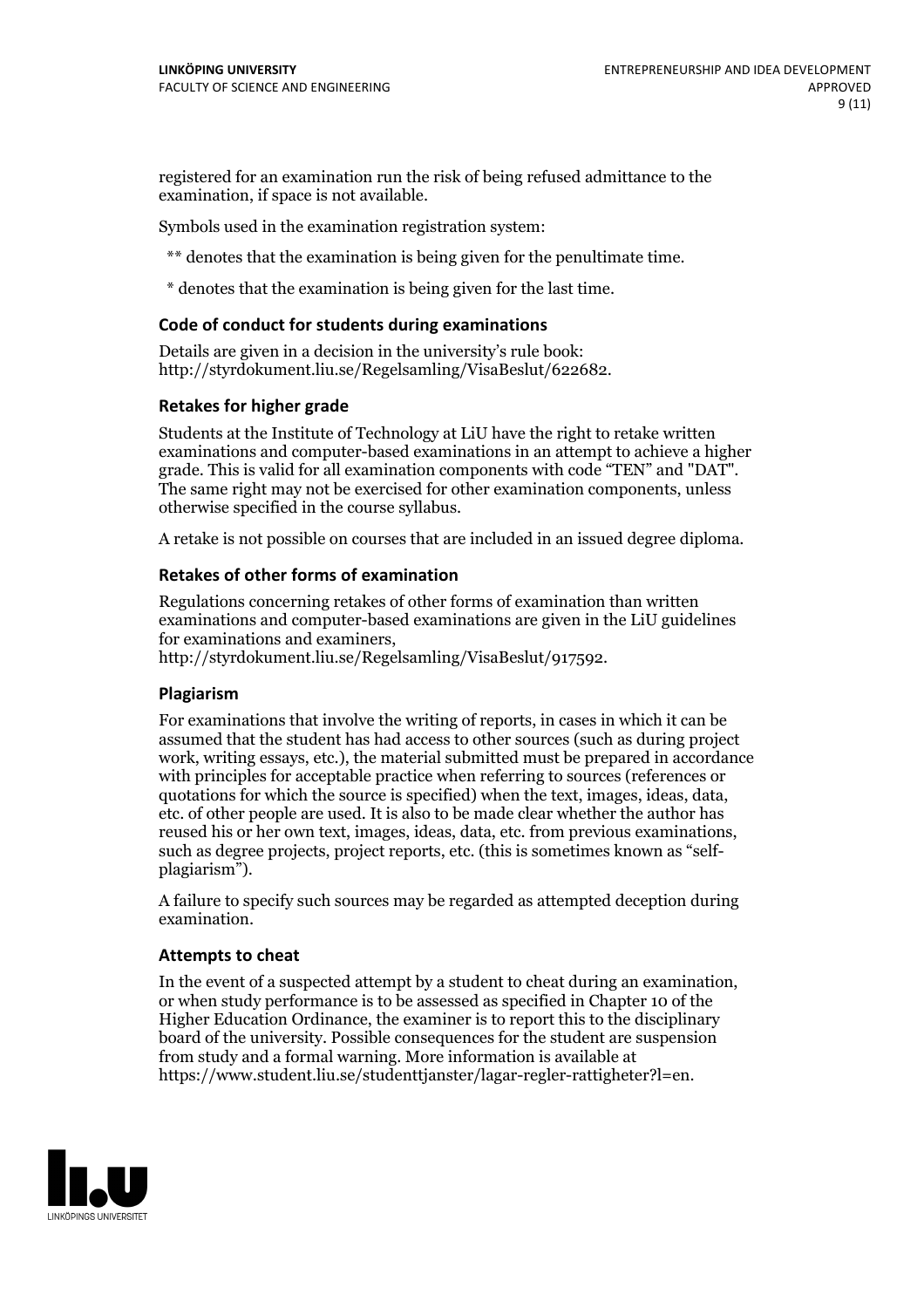registered for an examination run the risk of being refused admittance to the examination, if space is not available.

Symbols used in the examination registration system:

** denotes that the examination is being given for the penultimate time.

* denotes that the examination is being given for the last time.

### Code of conduct for students during examinations

Details are given in a decision in the university's rule book: http://styrdokument.liu.se/Regelsamling/VisaBeslut/622682.

### Retakes for higher grade

Students at the Institute of Technology at LiU have the right to retake written examinations and computer-based examinations in an attempt to achieve a higher grade. This is valid for all examination components with code "TEN" and "DAT". The same right may not be exercised for other examination components, unless otherwise specified in the course syllabus.

A retake is not possible on courses that are included in an issued degree diploma.

### Retakes of other forms of examination

Regulations concerning retakes of other forms of examination than written examinations and computer-based examinations are given in the LiU guidelines for examinations and examiners, http://styrdokument.liu.se/Regelsamling/VisaBeslut/917592.

### Plagiarism

For examinations that involve the writing of reports, in cases in which it can be assumed that the student has had access to other sources (such as during project work, writing essays, etc.), the material submitted must be prepared in accordance with principles for acceptable practice when referring to sources (references or quotations for which the source is specified) when the text, images, ideas, data, etc. of other people are used. It is also to be made clear whether the author has reused his or her own text, images, ideas, data, etc. from previous examinations, such as degree projects, project reports, etc. (this is sometimes known as "self-plagiarism").

A failure to specify such sources may be regarded as attempted deception during examination.

### Attempts to cheat

In the event of a suspected attempt by a student to cheat during an examination, or when study performance is to be assessed as specified in Chapter 10 of the Higher Education Ordinance, the examiner is to report this to the disciplinary board of the university. Possible consequences for the student are suspension from study and a formal warning. More information is available at https://www.student.liu.se/studenttjanster/lagar-regler-rattigheter?l=en.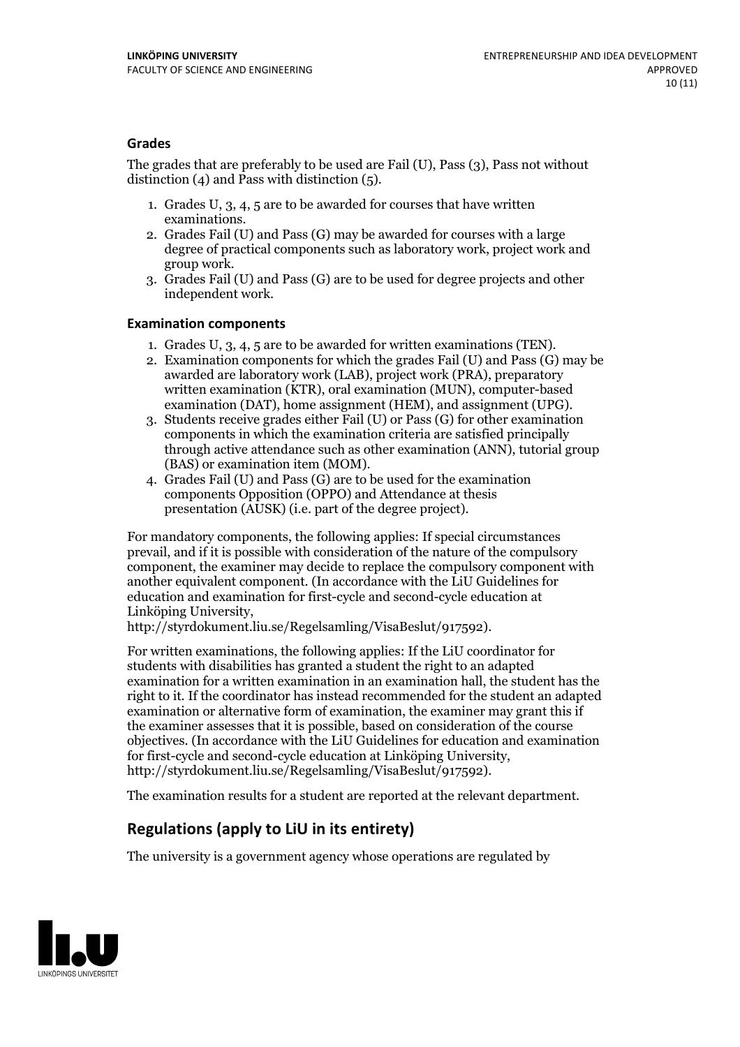### Grades

The grades that are preferably to be used are Fail (U), Pass (3), Pass not without distinction (4) and Pass with distinction (5).

1. Grades U, 3, 4, 5 are to be awarded for courses that have written examinations.
2. Grades Fail (U) and Pass (G) may be awarded for courses with a large degree of practical components such as laboratory work, project work and group work.
3. Grades Fail (U) and Pass (G) are to be used for degree projects and other independent work.

### Examination components

1. Grades U, 3, 4, 5 are to be awarded for written examinations (TEN).
2. Examination components for which the grades Fail (U) and Pass (G) may be awarded are laboratory work (LAB), project work (PRA), preparatory written examination (KTR), oral examination (MUN), computer-based examination (DAT), home assignment (HEM), and assignment (UPG).
3. Students receive grades either Fail (U) or Pass (G) for other examination components in which the examination criteria are satisfied principally through active attendance such as other examination (ANN), tutorial group (BAS) or examination item (MOM).
4. Grades Fail (U) and Pass (G) are to be used for the examination components Opposition (OPPO) and Attendance at thesis presentation (AUSK) (i.e. part of the degree project).

For mandatory components, the following applies: If special circumstances prevail, and if it is possible with consideration of the nature of the compulsory component, the examiner may decide to replace the compulsory component with another equivalent component. (In accordance with the LiU Guidelines for education and examination for first-cycle and second-cycle education at Linköping University, http://styrdokument.liu.se/Regelsamling/VisaBeslut/917592).

For written examinations, the following applies: If the LiU coordinator for students with disabilities has granted a student the right to an adapted examination for a written examination in an examination hall, the student has the right to it. If the coordinator has instead recommended for the student an adapted examination or alternative form of examination, the examiner may grant this if the examiner assesses that it is possible, based on consideration of the course objectives. (In accordance with the LiU Guidelines for education and examination for first-cycle and second-cycle education at Linköping University, http://styrdokument.liu.se/Regelsamling/VisaBeslut/917592).

The examination results for a student are reported at the relevant department.

## Regulations (apply to LiU in its entirety)

The university is a government agency whose operations are regulated by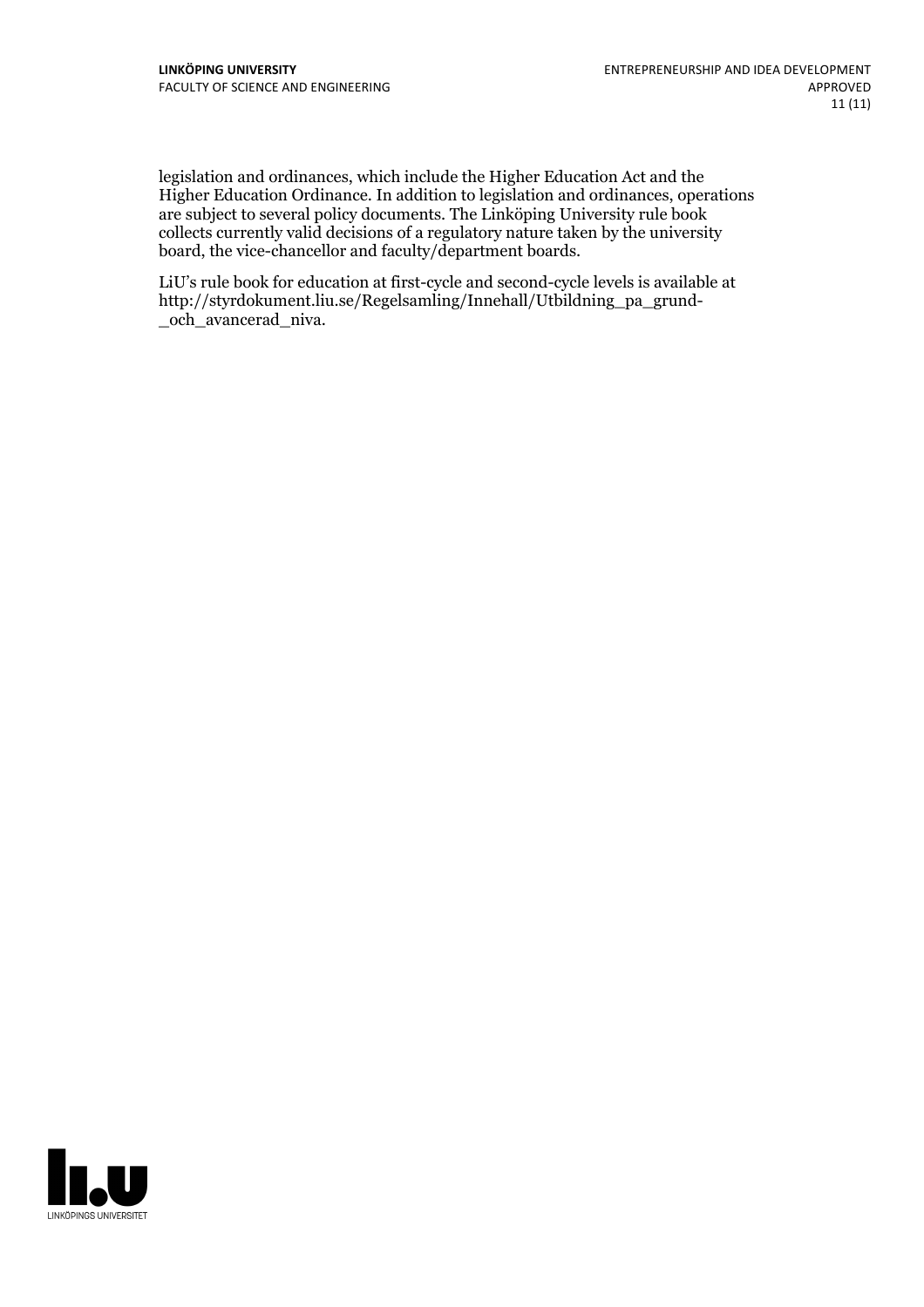legislation and ordinances, which include the Higher Education Act and the Higher Education Ordinance. In addition to legislation and ordinances, operations are subject to several policy documents. The Linköping University rule book collects currently valid decisions of a regulatory nature taken by the university board, the vice-chancellor and faculty/department boards.

LiU's rule book for education at first-cycle and second-cycle levels is available at http://styrdokument.liu.se/Regelsamling/Innehall/Utbildning_pa_grund-_och_avancerad_niva.